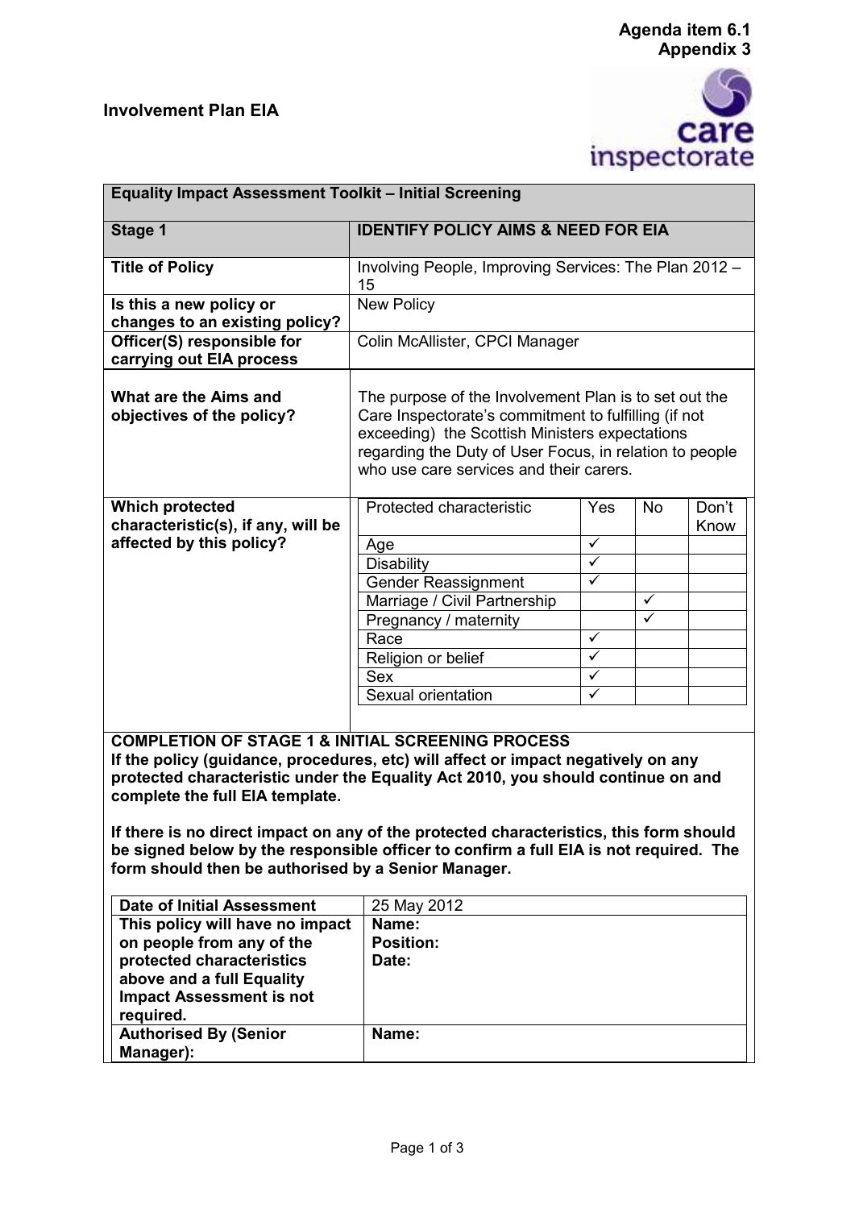**Agenda item 6.1**
**Appendix 3**

## Involvement Plan EIA

| **Equality Impact Assessment Toolkit – Initial Screening** | |
|---|---|
| **Stage 1** | **IDENTIFY POLICY AIMS & NEED FOR EIA** |
| **Title of Policy** | Involving People, Improving Services: The Plan 2012 – 15 |
| **Is this a new policy or changes to an existing policy?** | New Policy |
| **Officer(S) responsible for carrying out EIA process** | Colin McAllister, CPCI Manager |
| **What are the Aims and objectives of the policy?** | The purpose of the Involvement Plan is to set out the Care Inspectorate's commitment to fulfilling (if not exceeding) the Scottish Ministers expectations regarding the Duty of User Focus, in relation to people who use care services and their carers. |

**Which protected characteristic(s), if any, will be affected by this policy?**

| Protected characteristic | Yes | No | Don't Know |
|---|---|---|---|
| Age | ✓ | | |
| Disability | ✓ | | |
| Gender Reassignment | ✓ | | |
| Marriage / Civil Partnership | | ✓ | |
| Pregnancy / maternity | | ✓ | |
| Race | ✓ | | |
| Religion or belief | ✓ | | |
| Sex | ✓ | | |
| Sexual orientation | ✓ | | |

**COMPLETION OF STAGE 1 & INITIAL SCREENING PROCESS**
**If the policy (guidance, procedures, etc) will affect or impact negatively on any protected characteristic under the Equality Act 2010, you should continue on and complete the full EIA template.**

**If there is no direct impact on any of the protected characteristics, this form should be signed below by the responsible officer to confirm a full EIA is not required. The form should then be authorised by a Senior Manager.**

| **Date of Initial Assessment** | 25 May 2012 |
|---|---|
| **This policy will have no impact on people from any of the protected characteristics above and a full Equality Impact Assessment is not required.** | **Name:**<br>**Position:**<br>**Date:** |
| **Authorised By (Senior Manager):** | **Name:** |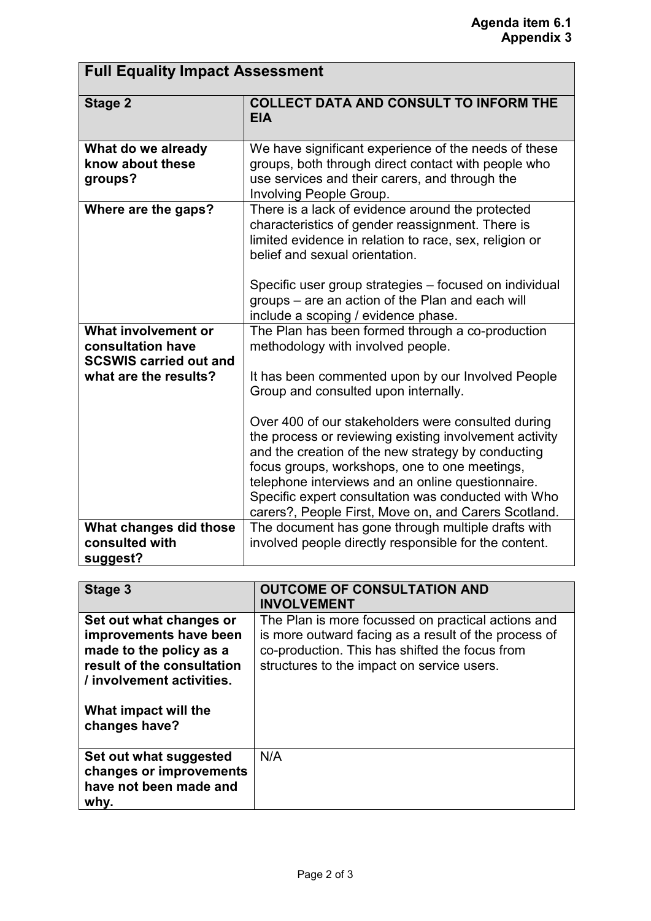**Agenda item 6.1**
**Appendix 3**

| **Full Equality Impact Assessment** | |
|---|---|
| **Stage 2** | **COLLECT DATA AND CONSULT TO INFORM THE EIA** |
| **What do we already know about these groups?** | We have significant experience of the needs of these groups, both through direct contact with people who use services and their carers, and through the Involving People Group. |
| **Where are the gaps?** | There is a lack of evidence around the protected characteristics of gender reassignment. There is limited evidence in relation to race, sex, religion or belief and sexual orientation.<br><br>Specific user group strategies – focused on individual groups – are an action of the Plan and each will include a scoping / evidence phase. |
| **What involvement or consultation have SCSWIS carried out and what are the results?** | The Plan has been formed through a co-production methodology with involved people.<br><br>It has been commented upon by our Involved People Group and consulted upon internally.<br><br>Over 400 of our stakeholders were consulted during the process or reviewing existing involvement activity and the creation of the new strategy by conducting focus groups, workshops, one to one meetings, telephone interviews and an online questionnaire. Specific expert consultation was conducted with Who carers?, People First, Move on, and Carers Scotland. |
| **What changes did those consulted with suggest?** | The document has gone through multiple drafts with involved people directly responsible for the content. |

| **Stage 3** | **OUTCOME OF CONSULTATION AND INVOLVEMENT** |
|---|---|
| **Set out what changes or improvements have been made to the policy as a result of the consultation / involvement activities.**<br><br>**What impact will the changes have?** | The Plan is more focussed on practical actions and is more outward facing as a result of the process of co-production. This has shifted the focus from structures to the impact on service users. |
| **Set out what suggested changes or improvements have not been made and why.** | N/A |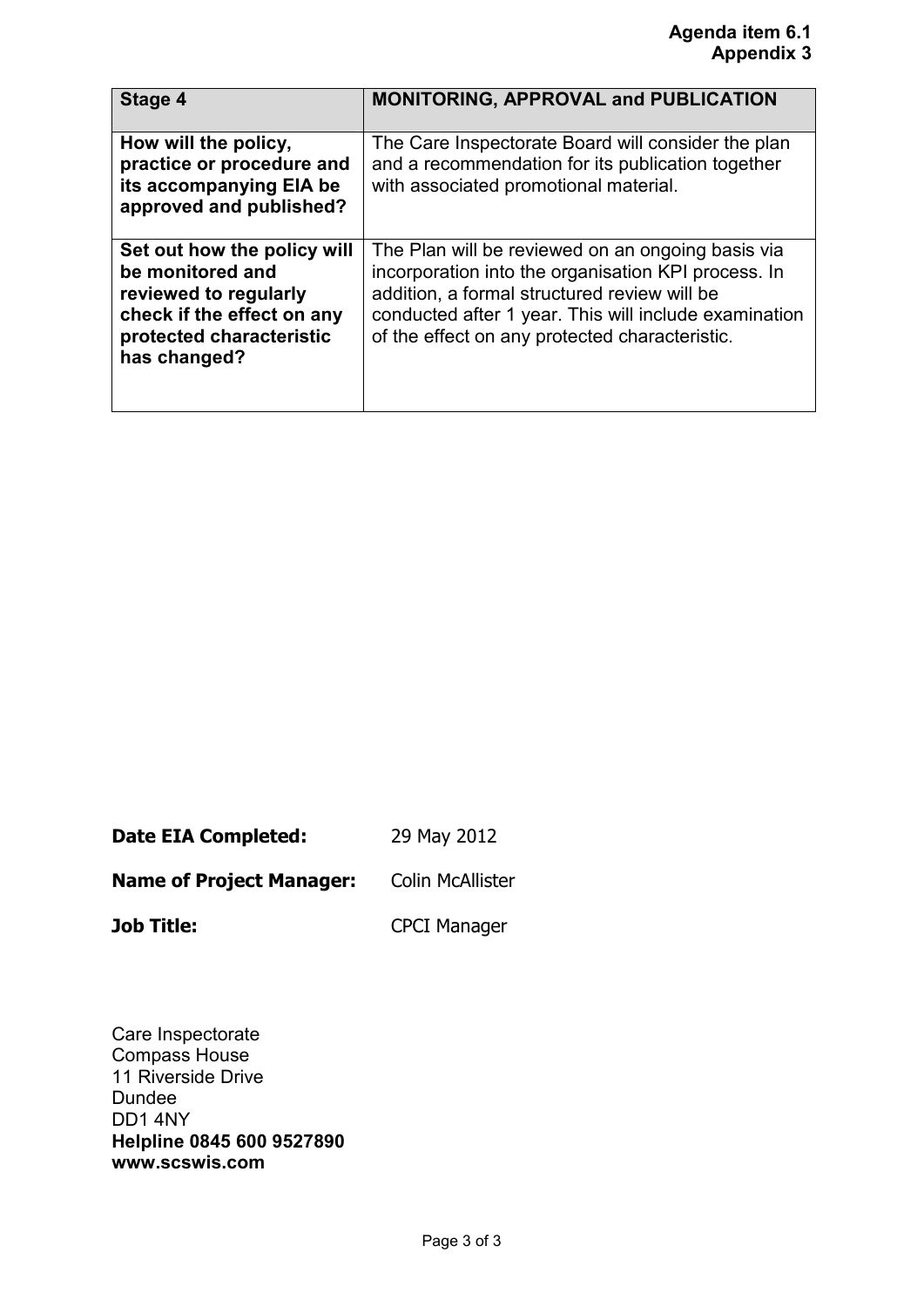**Agenda item 6.1**
**Appendix 3**

| **Stage 4** | **MONITORING, APPROVAL and PUBLICATION** |
|---|---|
| **How will the policy, practice or procedure and its accompanying EIA be approved and published?** | The Care Inspectorate Board will consider the plan and a recommendation for its publication together with associated promotional material. |
| **Set out how the policy will be monitored and reviewed to regularly check if the effect on any protected characteristic has changed?** | The Plan will be reviewed on an ongoing basis via incorporation into the organisation KPI process. In addition, a formal structured review will be conducted after 1 year. This will include examination of the effect on any protected characteristic. |

**Date EIA Completed:** 29 May 2012

**Name of Project Manager:** Colin McAllister

**Job Title:** CPCI Manager

Care Inspectorate
Compass House
11 Riverside Drive
Dundee
DD1 4NY
**Helpline 0845 600 9527890**
**www.scswis.com**